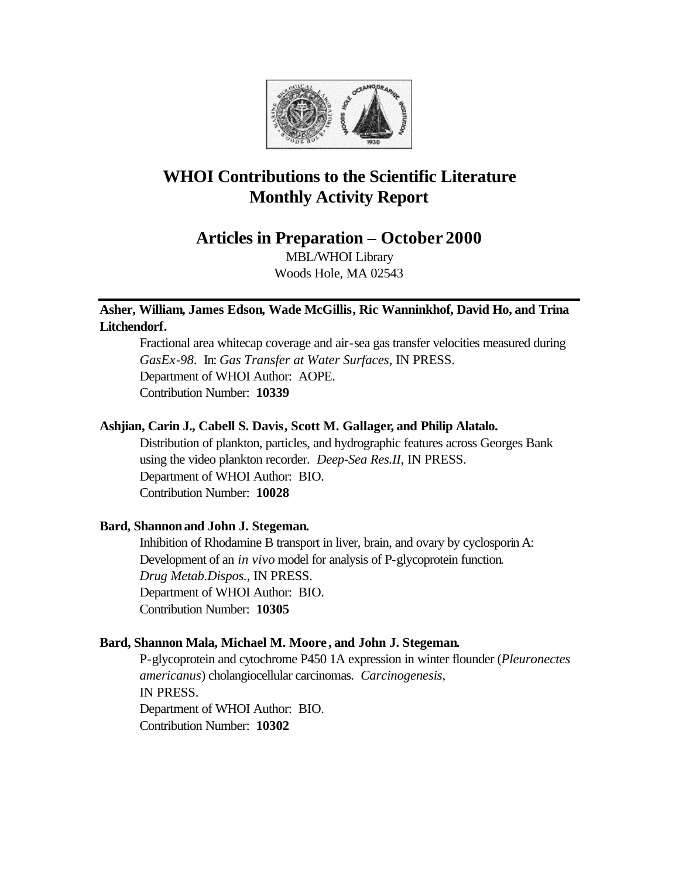# WHOI Contributions to the Scientific Literature Monthly Activity Report

## Articles in Preparation – October 2000

MBL/WHOI Library
Woods Hole, MA 02543

---

**Asher, William, James Edson, Wade McGillis, Ric Wanninkhof, David Ho, and Trina Litchendorf.**

Fractional area whitecap coverage and air-sea gas transfer velocities measured during *GasEx-98*. In: *Gas Transfer at Water Surfaces*, IN PRESS.
Department of WHOI Author: AOPE.
Contribution Number: **10339**

**Ashjian, Carin J., Cabell S. Davis, Scott M. Gallager, and Philip Alatalo.**

Distribution of plankton, particles, and hydrographic features across Georges Bank using the video plankton recorder. *Deep-Sea Res.II*, IN PRESS.
Department of WHOI Author: BIO.
Contribution Number: **10028**

**Bard, Shannon and John J. Stegeman.**

Inhibition of Rhodamine B transport in liver, brain, and ovary by cyclosporin A: Development of an *in vivo* model for analysis of P-glycoprotein function. *Drug Metab.Dispos.*, IN PRESS.
Department of WHOI Author: BIO.
Contribution Number: **10305**

**Bard, Shannon Mala, Michael M. Moore, and John J. Stegeman.**

P-glycoprotein and cytochrome P450 1A expression in winter flounder (*Pleuronectes americanus*) cholangiocellular carcinomas. *Carcinogenesis*, IN PRESS.
Department of WHOI Author: BIO.
Contribution Number: **10302**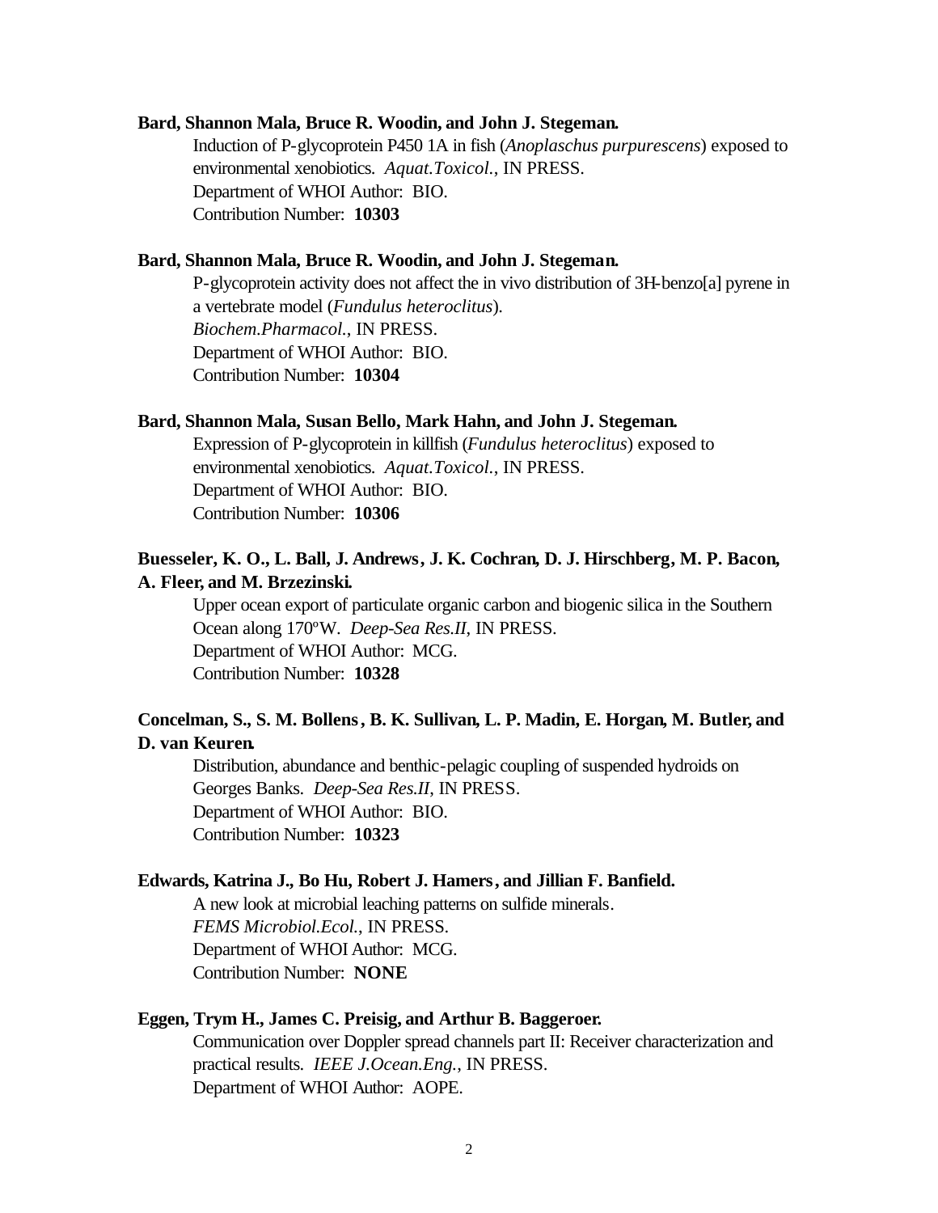**Bard, Shannon Mala, Bruce R. Woodin, and John J. Stegeman.**

Induction of P-glycoprotein P450 1A in fish (*Anoplaschus purpurescens*) exposed to environmental xenobiotics. *Aquat.Toxicol.*, IN PRESS.
Department of WHOI Author: BIO.
Contribution Number: **10303**

**Bard, Shannon Mala, Bruce R. Woodin, and John J. Stegeman.**

P-glycoprotein activity does not affect the in vivo distribution of 3H-benzo[a] pyrene in a vertebrate model (*Fundulus heteroclitus*).
*Biochem.Pharmacol.*, IN PRESS.
Department of WHOI Author: BIO.
Contribution Number: **10304**

**Bard, Shannon Mala, Susan Bello, Mark Hahn, and John J. Stegeman.**

Expression of P-glycoprotein in killfish (*Fundulus heteroclitus*) exposed to environmental xenobiotics. *Aquat.Toxicol.*, IN PRESS.
Department of WHOI Author: BIO.
Contribution Number: **10306**

**Buesseler, K. O., L. Ball, J. Andrews, J. K. Cochran, D. J. Hirschberg, M. P. Bacon, A. Fleer, and M. Brzezinski.**

Upper ocean export of particulate organic carbon and biogenic silica in the Southern Ocean along 170ºW. *Deep-Sea Res.II*, IN PRESS.
Department of WHOI Author: MCG.
Contribution Number: **10328**

**Concelman, S., S. M. Bollens, B. K. Sullivan, L. P. Madin, E. Horgan, M. Butler, and D. van Keuren.**

Distribution, abundance and benthic-pelagic coupling of suspended hydroids on Georges Banks. *Deep-Sea Res.II*, IN PRESS.
Department of WHOI Author: BIO.
Contribution Number: **10323**

**Edwards, Katrina J., Bo Hu, Robert J. Hamers, and Jillian F. Banfield.**

A new look at microbial leaching patterns on sulfide minerals.
*FEMS Microbiol.Ecol.*, IN PRESS.
Department of WHOI Author: MCG.
Contribution Number: **NONE**

**Eggen, Trym H., James C. Preisig, and Arthur B. Baggeroer.**

Communication over Doppler spread channels part II: Receiver characterization and practical results. *IEEE J.Ocean.Eng.*, IN PRESS.
Department of WHOI Author: AOPE.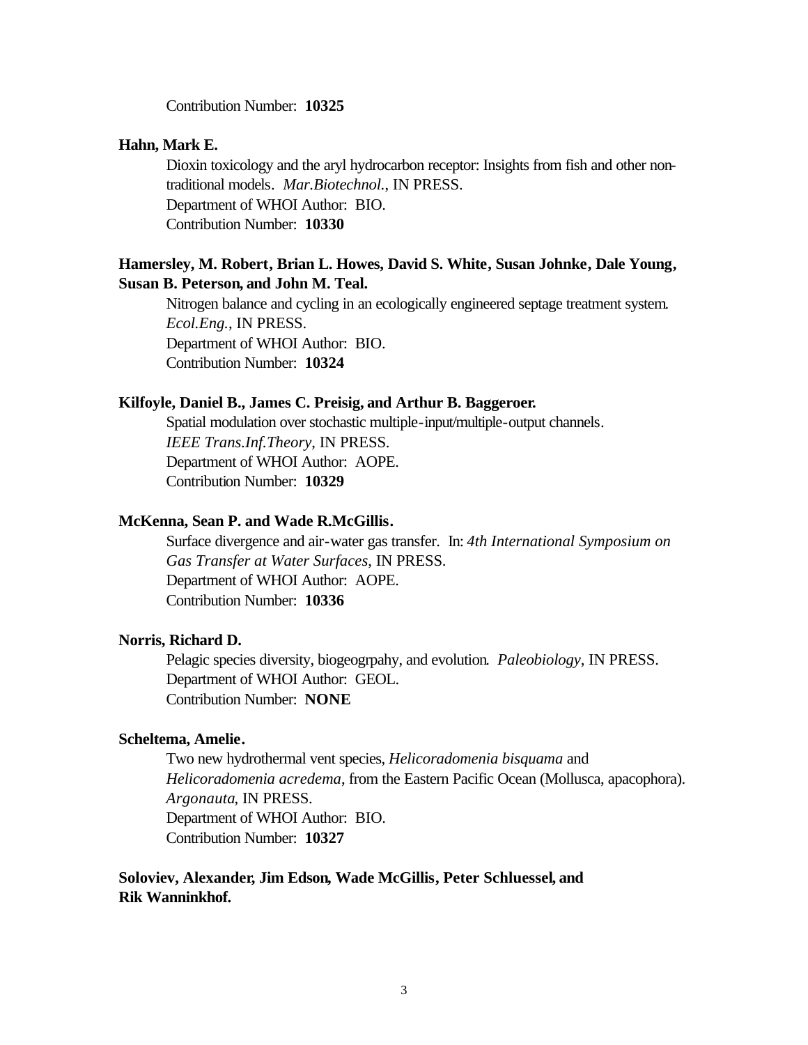Contribution Number: **10325**

**Hahn, Mark E.**

Dioxin toxicology and the aryl hydrocarbon receptor: Insights from fish and other non-traditional models. *Mar.Biotechnol.*, IN PRESS.
Department of WHOI Author: BIO.
Contribution Number: **10330**

**Hamersley, M. Robert, Brian L. Howes, David S. White, Susan Johnke, Dale Young, Susan B. Peterson, and John M. Teal.**

Nitrogen balance and cycling in an ecologically engineered septage treatment system. *Ecol.Eng.*, IN PRESS.
Department of WHOI Author: BIO.
Contribution Number: **10324**

**Kilfoyle, Daniel B., James C. Preisig, and Arthur B. Baggeroer.**

Spatial modulation over stochastic multiple-input/multiple-output channels. *IEEE Trans.Inf.Theory*, IN PRESS.
Department of WHOI Author: AOPE.
Contribution Number: **10329**

**McKenna, Sean P. and Wade R.McGillis.**

Surface divergence and air-water gas transfer. In: *4th International Symposium on Gas Transfer at Water Surfaces*, IN PRESS.
Department of WHOI Author: AOPE.
Contribution Number: **10336**

**Norris, Richard D.**

Pelagic species diversity, biogeogrpahy, and evolution. *Paleobiology*, IN PRESS.
Department of WHOI Author: GEOL.
Contribution Number: **NONE**

**Scheltema, Amelie.**

Two new hydrothermal vent species, *Helicoradomenia bisquama* and *Helicoradomenia acredema*, from the Eastern Pacific Ocean (Mollusca, apacophora). *Argonauta*, IN PRESS.
Department of WHOI Author: BIO.
Contribution Number: **10327**

**Soloviev, Alexander, Jim Edson, Wade McGillis, Peter Schluessel, and Rik Wanninkhof.**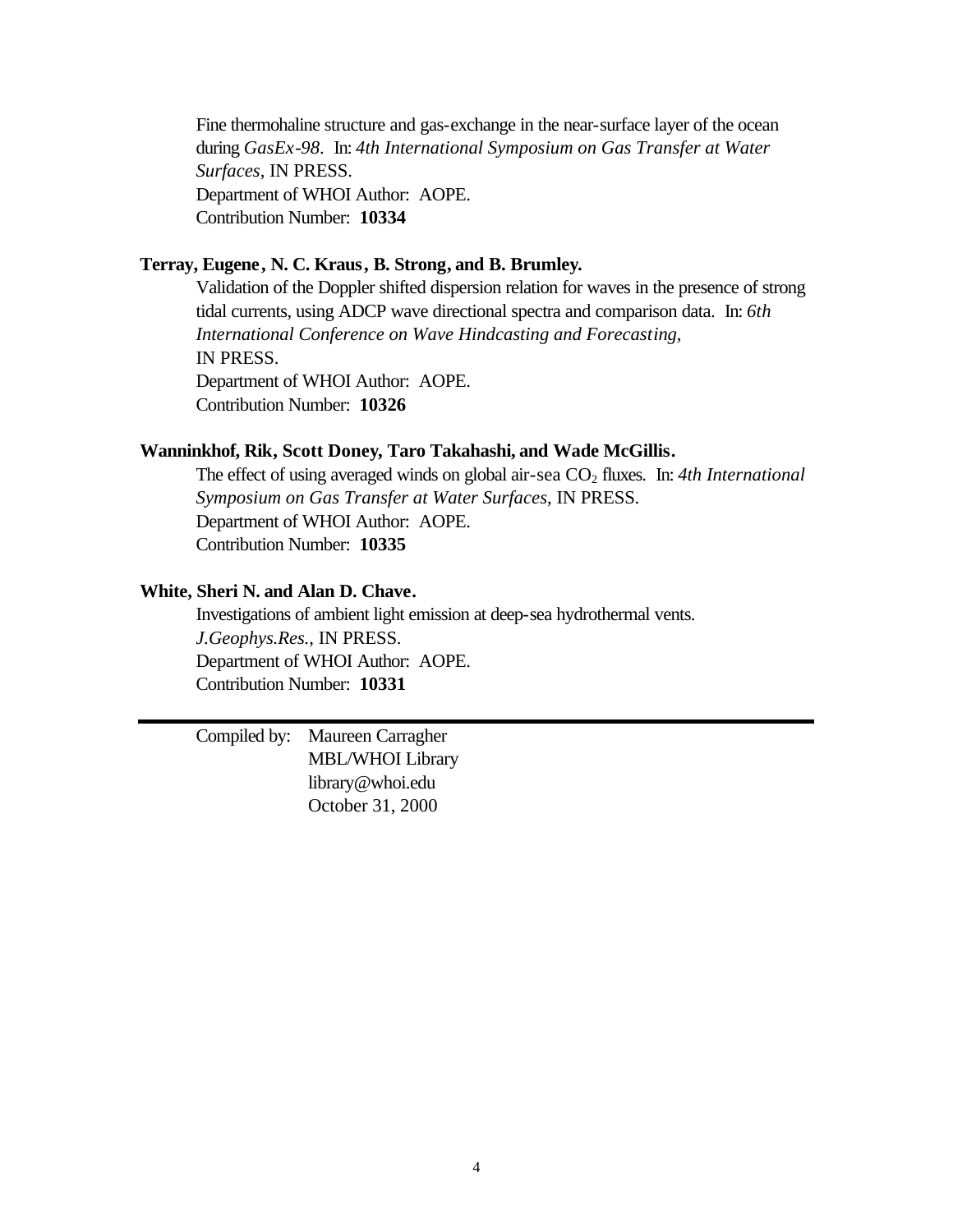Fine thermohaline structure and gas-exchange in the near-surface layer of the ocean during *GasEx-98*. In: *4th International Symposium on Gas Transfer at Water Surfaces*, IN PRESS.
Department of WHOI Author: AOPE.
Contribution Number: **10334**

**Terray, Eugene, N. C. Kraus, B. Strong, and B. Brumley.**
Validation of the Doppler shifted dispersion relation for waves in the presence of strong tidal currents, using ADCP wave directional spectra and comparison data. In: *6th International Conference on Wave Hindcasting and Forecasting*, IN PRESS.
Department of WHOI Author: AOPE.
Contribution Number: **10326**

**Wanninkhof, Rik, Scott Doney, Taro Takahashi, and Wade McGillis.**
The effect of using averaged winds on global air-sea $CO_2$ fluxes. In: *4th International Symposium on Gas Transfer at Water Surfaces*, IN PRESS.
Department of WHOI Author: AOPE.
Contribution Number: **10335**

**White, Sheri N. and Alan D. Chave.**
Investigations of ambient light emission at deep-sea hydrothermal vents. *J.Geophys.Res.*, IN PRESS.
Department of WHOI Author: AOPE.
Contribution Number: **10331**

---

Compiled by: Maureen Carragher
MBL/WHOI Library
library@whoi.edu
October 31, 2000